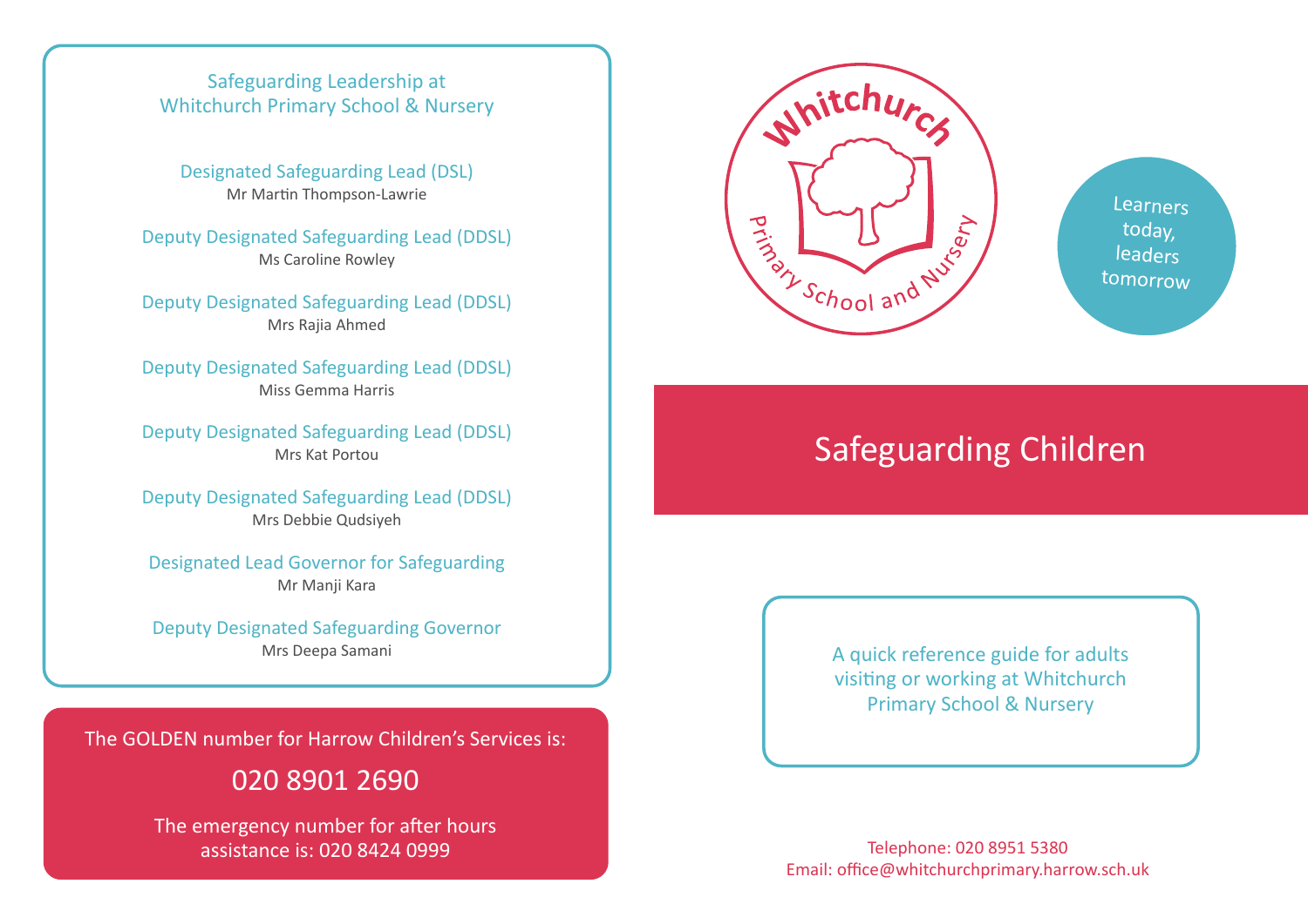## Safeguarding Leadership at Whitchurch Primary School & Nursery

**Designated Safeguarding Lead (DSL)**
Mr Martin Thompson-Lawrie

**Deputy Designated Safeguarding Lead (DDSL)**
Ms Caroline Rowley

**Deputy Designated Safeguarding Lead (DDSL)**
Mrs Rajia Ahmed

**Deputy Designated Safeguarding Lead (DDSL)**
Miss Gemma Harris

**Deputy Designated Safeguarding Lead (DDSL)**
Mrs Kat Portou

**Deputy Designated Safeguarding Lead (DDSL)**
Mrs Debbie Qudsiyeh

**Designated Lead Governor for Safeguarding**
Mr Manji Kara

**Deputy Designated Safeguarding Governor**
Mrs Deepa Samani

The GOLDEN number for Harrow Children's Services is:

**020 8901 2690**

The emergency number for after hours assistance is: 020 8424 0999

Whitchurch Primary School and Nursery

Learners today, leaders tomorrow

# Safeguarding Children

A quick reference guide for adults visiting or working at Whitchurch Primary School & Nursery

Telephone: 020 8951 5380
Email: office@whitchurchprimary.harrow.sch.uk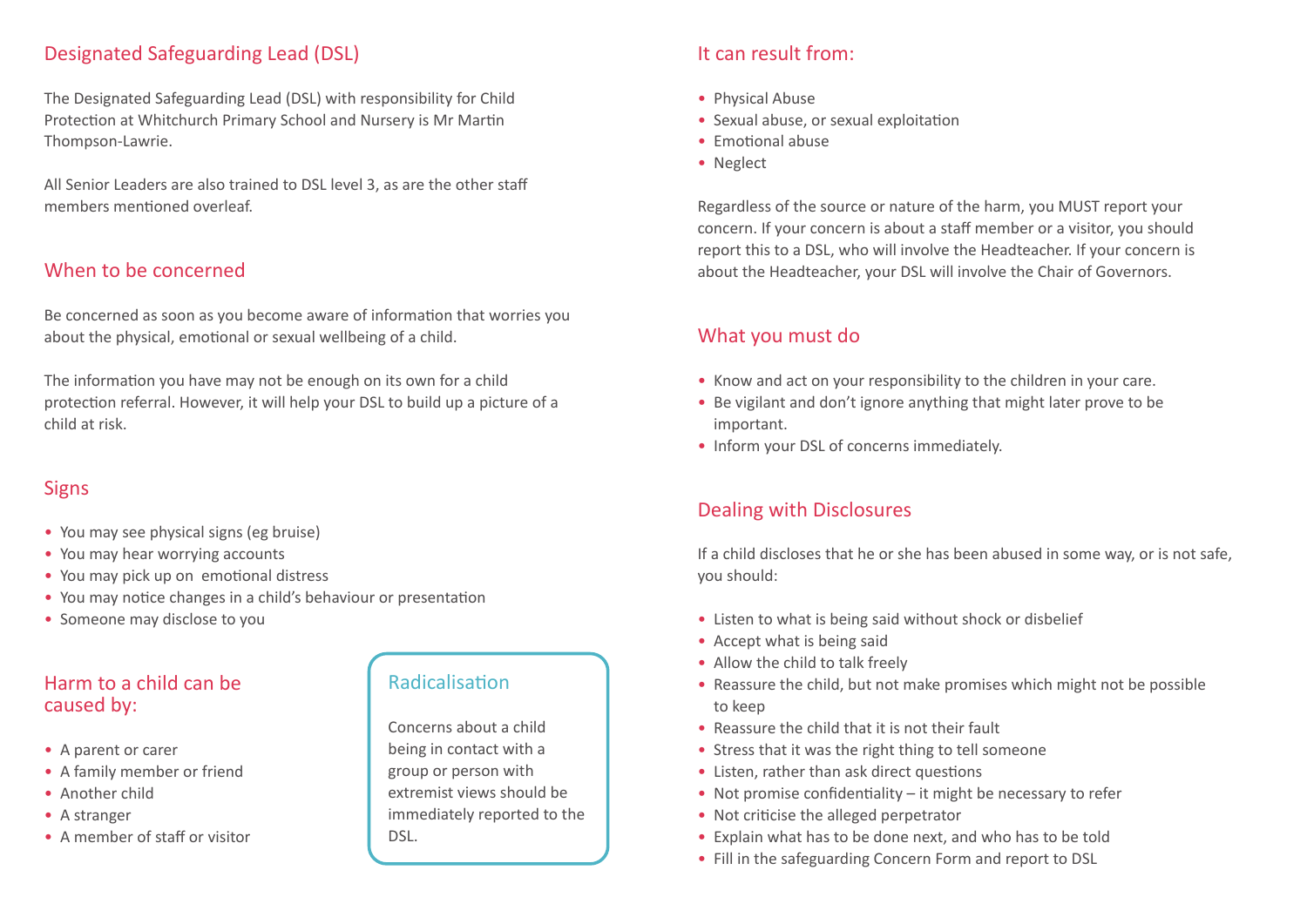## Designated Safeguarding Lead (DSL)

The Designated Safeguarding Lead (DSL) with responsibility for Child Protection at Whitchurch Primary School and Nursery is Mr Martin Thompson-Lawrie.

All Senior Leaders are also trained to DSL level 3, as are the other staff members mentioned overleaf.

## When to be concerned

Be concerned as soon as you become aware of information that worries you about the physical, emotional or sexual wellbeing of a child.

The information you have may not be enough on its own for a child protection referral. However, it will help your DSL to build up a picture of a child at risk.

## Signs

- You may see physical signs (eg bruise)
- You may hear worrying accounts
- You may pick up on emotional distress
- You may notice changes in a child's behaviour or presentation
- Someone may disclose to you

## Harm to a child can be caused by:

- A parent or carer
- A family member or friend
- Another child
- A stranger
- A member of staff or visitor

## Radicalisation

Concerns about a child being in contact with a group or person with extremist views should be immediately reported to the DSL.

## It can result from:

- Physical Abuse
- Sexual abuse, or sexual exploitation
- Emotional abuse
- Neglect

Regardless of the source or nature of the harm, you MUST report your concern. If your concern is about a staff member or a visitor, you should report this to a DSL, who will involve the Headteacher. If your concern is about the Headteacher, your DSL will involve the Chair of Governors.

## What you must do

- Know and act on your responsibility to the children in your care.
- Be vigilant and don't ignore anything that might later prove to be important.
- Inform your DSL of concerns immediately.

## Dealing with Disclosures

If a child discloses that he or she has been abused in some way, or is not safe, you should:

- Listen to what is being said without shock or disbelief
- Accept what is being said
- Allow the child to talk freely
- Reassure the child, but not make promises which might not be possible to keep
- Reassure the child that it is not their fault
- Stress that it was the right thing to tell someone
- Listen, rather than ask direct questions
- Not promise confidentiality – it might be necessary to refer
- Not criticise the alleged perpetrator
- Explain what has to be done next, and who has to be told
- Fill in the safeguarding Concern Form and report to DSL